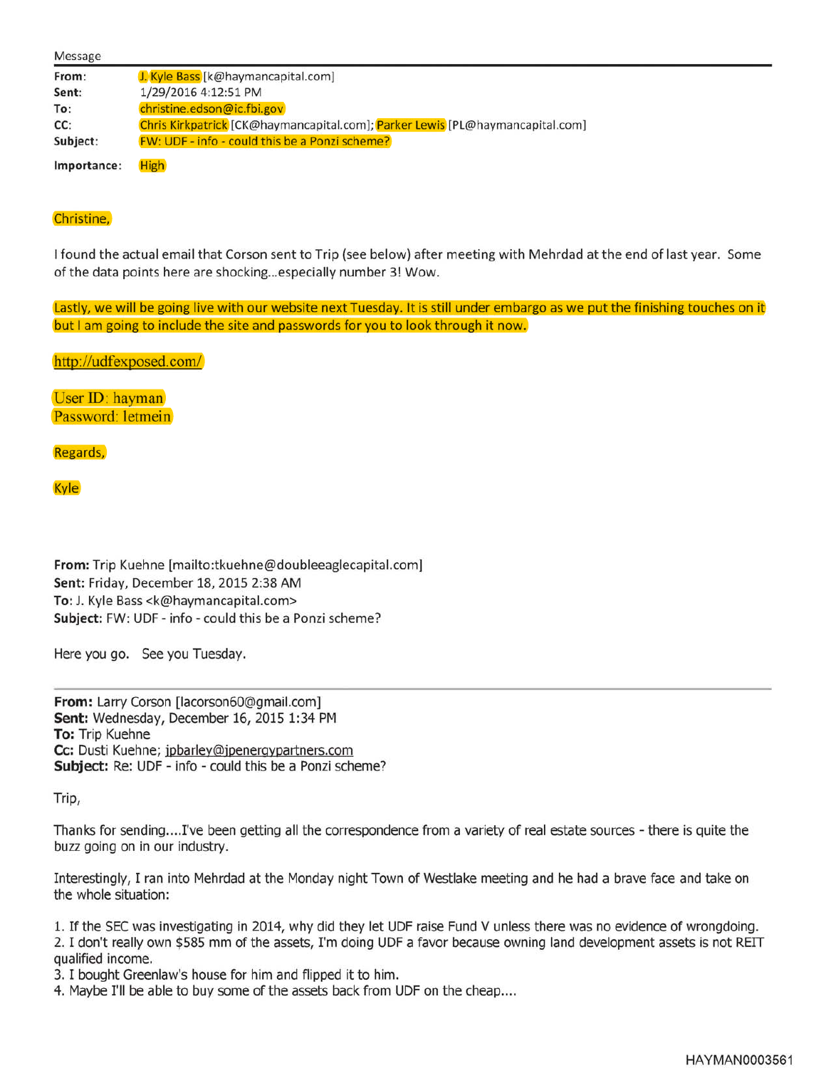Message

**From:** J. Kyle Bass [k@haymancapital.com]
**Sent:** 1/29/2016 4:12:51 PM
**To:** christine.edson@ic.fbi.gov
**CC:** Chris Kirkpatrick [CK@haymancapital.com]; Parker Lewis [PL@haymancapital.com]
**Subject:** FW: UDF - info - could this be a Ponzi scheme?

**Importance:** High

Christine,

I found the actual email that Corson sent to Trip (see below) after meeting with Mehrdad at the end of last year. Some of the data points here are shocking...especially number 3! Wow.

Lastly, we will be going live with our website next Tuesday. It is still under embargo as we put the finishing touches on it but I am going to include the site and passwords for you to look through it now.

http://udfexposed.com/

User ID: hayman
Password: letmein

Regards,

Kyle

**From:** Trip Kuehne [mailto:tkuehne@doubleeaglecapital.com]
**Sent:** Friday, December 18, 2015 2:38 AM
**To:** J. Kyle Bass <k@haymancapital.com>
**Subject:** FW: UDF - info - could this be a Ponzi scheme?

Here you go. See you Tuesday.

---

**From:** Larry Corson [lacorson60@gmail.com]
**Sent:** Wednesday, December 16, 2015 1:34 PM
**To:** Trip Kuehne
**Cc:** Dusti Kuehne; jpbarley@jpenergypartners.com
**Subject:** Re: UDF - info - could this be a Ponzi scheme?

Trip,

Thanks for sending....I've been getting all the correspondence from a variety of real estate sources - there is quite the buzz going on in our industry.

Interestingly, I ran into Mehrdad at the Monday night Town of Westlake meeting and he had a brave face and take on the whole situation:

1. If the SEC was investigating in 2014, why did they let UDF raise Fund V unless there was no evidence of wrongdoing.
2. I don't really own $585 mm of the assets, I'm doing UDF a favor because owning land development assets is not REIT qualified income.
3. I bought Greenlaw's house for him and flipped it to him.
4. Maybe I'll be able to buy some of the assets back from UDF on the cheap....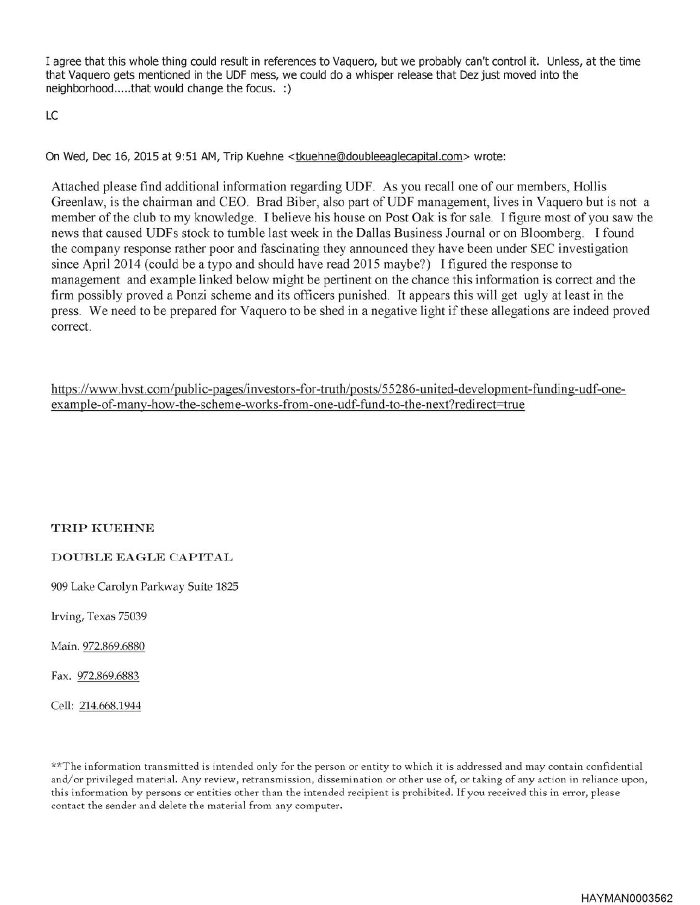I agree that this whole thing could result in references to Vaquero, but we probably can't control it. Unless, at the time that Vaquero gets mentioned in the UDF mess, we could do a whisper release that Dez just moved into the neighborhood.....that would change the focus. :)

LC

On Wed, Dec 16, 2015 at 9:51 AM, Trip Kuehne <tkuehne@doubleeaglecapital.com> wrote:

> Attached please find additional information regarding UDF. As you recall one of our members, Hollis Greenlaw, is the chairman and CEO. Brad Biber, also part of UDF management, lives in Vaquero but is not a member of the club to my knowledge. I believe his house on Post Oak is for sale. I figure most of you saw the news that caused UDFs stock to tumble last week in the Dallas Business Journal or on Bloomberg. I found the company response rather poor and fascinating they announced they have been under SEC investigation since April 2014 (could be a typo and should have read 2015 maybe?) I figured the response to management and example linked below might be pertinent on the chance this information is correct and the firm possibly proved a Ponzi scheme and its officers punished. It appears this will get ugly at least in the press. We need to be prepared for Vaquero to be shed in a negative light if these allegations are indeed proved correct.
>
> https://www.hvst.com/public-pages/investors-for-truth/posts/55286-united-development-funding-udf-one-example-of-many-how-the-scheme-works-from-one-udf-fund-to-the-next?redirect=true
>
> **TRIP KUEHNE**
>
> DOUBLE EAGLE CAPITAL
>
> 909 Lake Carolyn Parkway Suite 1825
>
> Irving, Texas 75039
>
> Main. 972.869.6880
>
> Fax. 972.869.6883
>
> Cell: 214.668.1944
>
> **The information transmitted is intended only for the person or entity to which it is addressed and may contain confidential and/or privileged material. Any review, retransmission, dissemination or other use of, or taking of any action in reliance upon, this information by persons or entities other than the intended recipient is prohibited. If you received this in error, please contact the sender and delete the material from any computer.

HAYMAN0003562